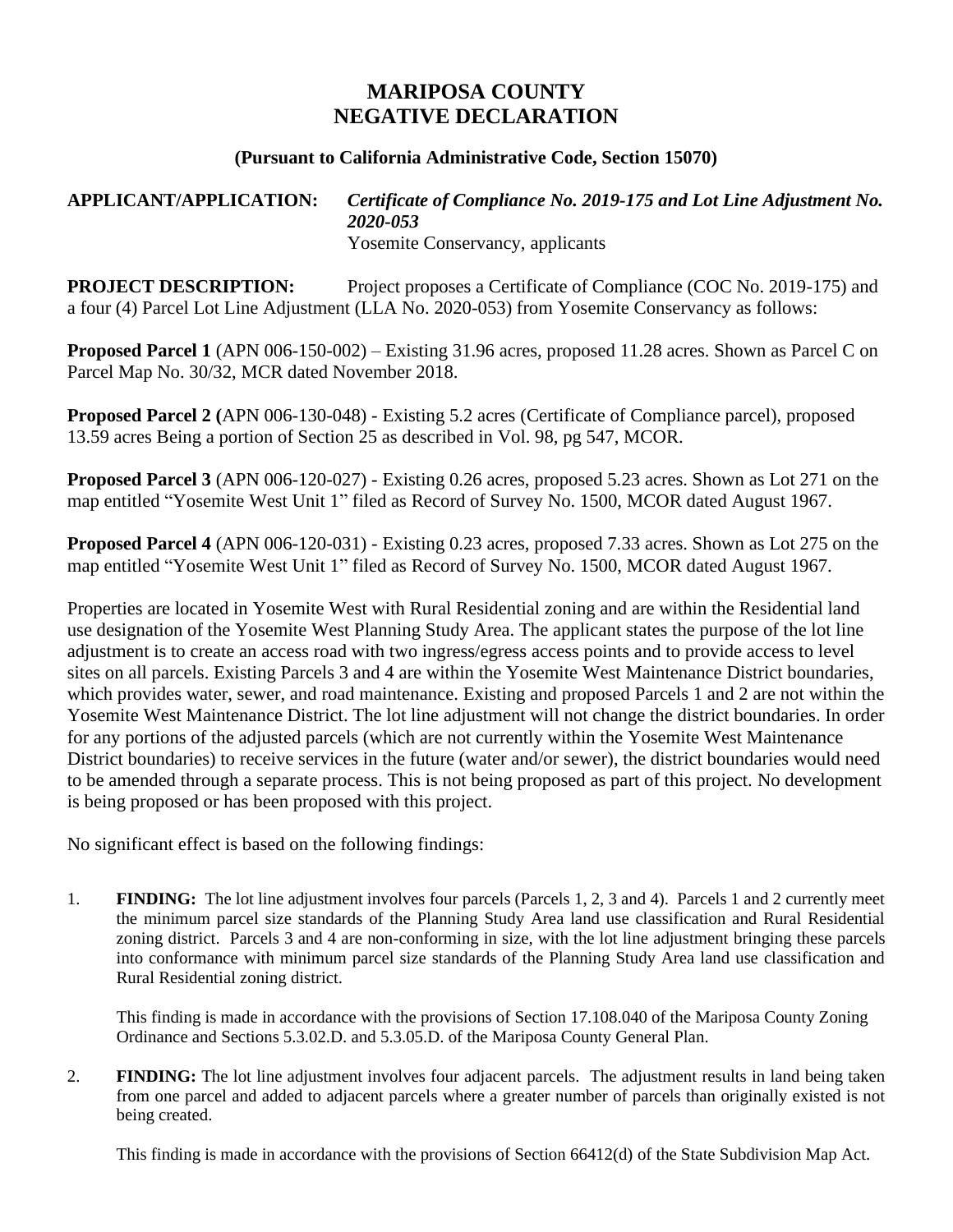# MARIPOSA COUNTY
# NEGATIVE DECLARATION

**(Pursuant to California Administrative Code, Section 15070)**

**APPLICANT/APPLICATION:** ***Certificate of Compliance No. 2019-175 and Lot Line Adjustment No. 2020-053***
Yosemite Conservancy, applicants

**PROJECT DESCRIPTION:** Project proposes a Certificate of Compliance (COC No. 2019-175) and a four (4) Parcel Lot Line Adjustment (LLA No. 2020-053) from Yosemite Conservancy as follows:

**Proposed Parcel 1** (APN 006-150-002) – Existing 31.96 acres, proposed 11.28 acres. Shown as Parcel C on Parcel Map No. 30/32, MCR dated November 2018.

**Proposed Parcel 2 (**APN 006-130-048) - Existing 5.2 acres (Certificate of Compliance parcel), proposed 13.59 acres Being a portion of Section 25 as described in Vol. 98, pg 547, MCOR.

**Proposed Parcel 3** (APN 006-120-027) - Existing 0.26 acres, proposed 5.23 acres. Shown as Lot 271 on the map entitled "Yosemite West Unit 1" filed as Record of Survey No. 1500, MCOR dated August 1967.

**Proposed Parcel 4** (APN 006-120-031) - Existing 0.23 acres, proposed 7.33 acres. Shown as Lot 275 on the map entitled "Yosemite West Unit 1" filed as Record of Survey No. 1500, MCOR dated August 1967.

Properties are located in Yosemite West with Rural Residential zoning and are within the Residential land use designation of the Yosemite West Planning Study Area. The applicant states the purpose of the lot line adjustment is to create an access road with two ingress/egress access points and to provide access to level sites on all parcels. Existing Parcels 3 and 4 are within the Yosemite West Maintenance District boundaries, which provides water, sewer, and road maintenance. Existing and proposed Parcels 1 and 2 are not within the Yosemite West Maintenance District. The lot line adjustment will not change the district boundaries. In order for any portions of the adjusted parcels (which are not currently within the Yosemite West Maintenance District boundaries) to receive services in the future (water and/or sewer), the district boundaries would need to be amended through a separate process. This is not being proposed as part of this project. No development is being proposed or has been proposed with this project.

No significant effect is based on the following findings:

1. **FINDING:** The lot line adjustment involves four parcels (Parcels 1, 2, 3 and 4). Parcels 1 and 2 currently meet the minimum parcel size standards of the Planning Study Area land use classification and Rural Residential zoning district. Parcels 3 and 4 are non-conforming in size, with the lot line adjustment bringing these parcels into conformance with minimum parcel size standards of the Planning Study Area land use classification and Rural Residential zoning district.

   This finding is made in accordance with the provisions of Section 17.108.040 of the Mariposa County Zoning Ordinance and Sections 5.3.02.D. and 5.3.05.D. of the Mariposa County General Plan.

2. **FINDING:** The lot line adjustment involves four adjacent parcels. The adjustment results in land being taken from one parcel and added to adjacent parcels where a greater number of parcels than originally existed is not being created.

   This finding is made in accordance with the provisions of Section 66412(d) of the State Subdivision Map Act.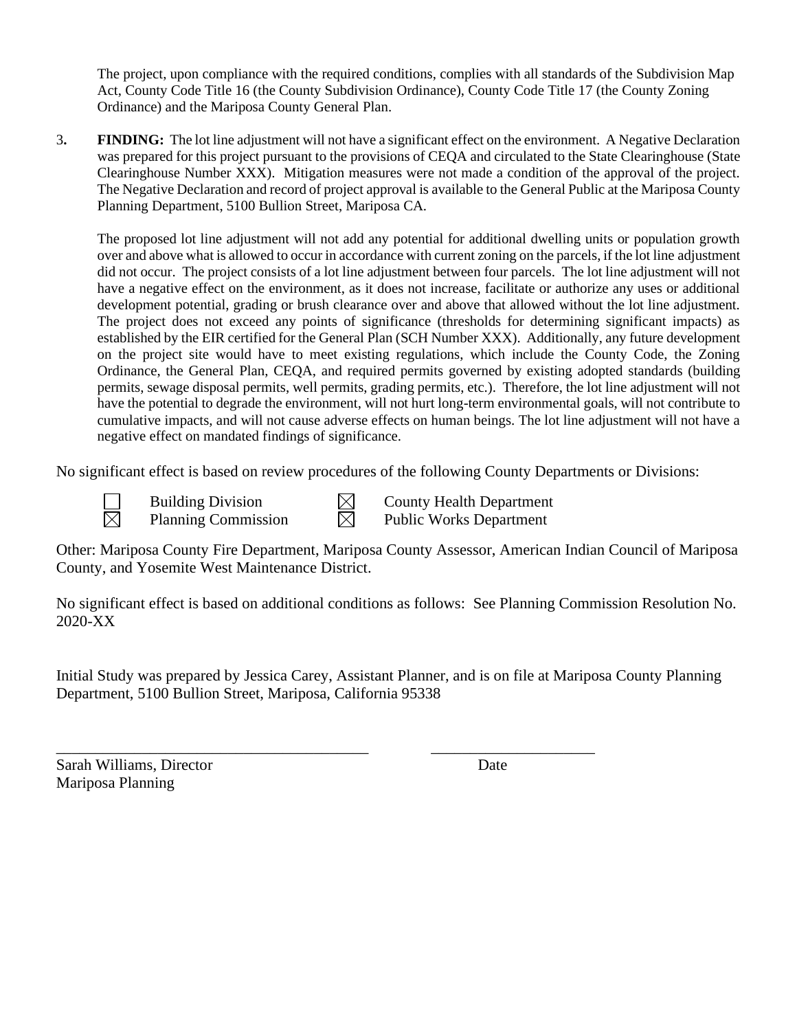The project, upon compliance with the required conditions, complies with all standards of the Subdivision Map Act, County Code Title 16 (the County Subdivision Ordinance), County Code Title 17 (the County Zoning Ordinance) and the Mariposa County General Plan.

3. **FINDING:** The lot line adjustment will not have a significant effect on the environment. A Negative Declaration was prepared for this project pursuant to the provisions of CEQA and circulated to the State Clearinghouse (State Clearinghouse Number XXX). Mitigation measures were not made a condition of the approval of the project. The Negative Declaration and record of project approval is available to the General Public at the Mariposa County Planning Department, 5100 Bullion Street, Mariposa CA.

   The proposed lot line adjustment will not add any potential for additional dwelling units or population growth over and above what is allowed to occur in accordance with current zoning on the parcels, if the lot line adjustment did not occur. The project consists of a lot line adjustment between four parcels. The lot line adjustment will not have a negative effect on the environment, as it does not increase, facilitate or authorize any uses or additional development potential, grading or brush clearance over and above that allowed without the lot line adjustment. The project does not exceed any points of significance (thresholds for determining significant impacts) as established by the EIR certified for the General Plan (SCH Number XXX). Additionally, any future development on the project site would have to meet existing regulations, which include the County Code, the Zoning Ordinance, the General Plan, CEQA, and required permits governed by existing adopted standards (building permits, sewage disposal permits, well permits, grading permits, etc.). Therefore, the lot line adjustment will not have the potential to degrade the environment, will not hurt long-term environmental goals, will not contribute to cumulative impacts, and will not cause adverse effects on human beings. The lot line adjustment will not have a negative effect on mandated findings of significance.

No significant effect is based on review procedures of the following County Departments or Divisions:

- ☐ Building Division
- ☒ Planning Commission
- ☒ County Health Department
- ☒ Public Works Department

Other: Mariposa County Fire Department, Mariposa County Assessor, American Indian Council of Mariposa County, and Yosemite West Maintenance District.

No significant effect is based on additional conditions as follows: See Planning Commission Resolution No. 2020-XX

Initial Study was prepared by Jessica Carey, Assistant Planner, and is on file at Mariposa County Planning Department, 5100 Bullion Street, Mariposa, California 95338

\_\_\_\_\_\_\_\_\_\_\_\_\_\_\_\_\_\_\_\_\_\_\_\_\_\_\_\_\_\_\_\_\_\_\_\_\_\_ \_\_\_\_\_\_\_\_\_\_\_\_\_\_\_\_\_\_\_\_

Sarah Williams, Director Date
Mariposa Planning